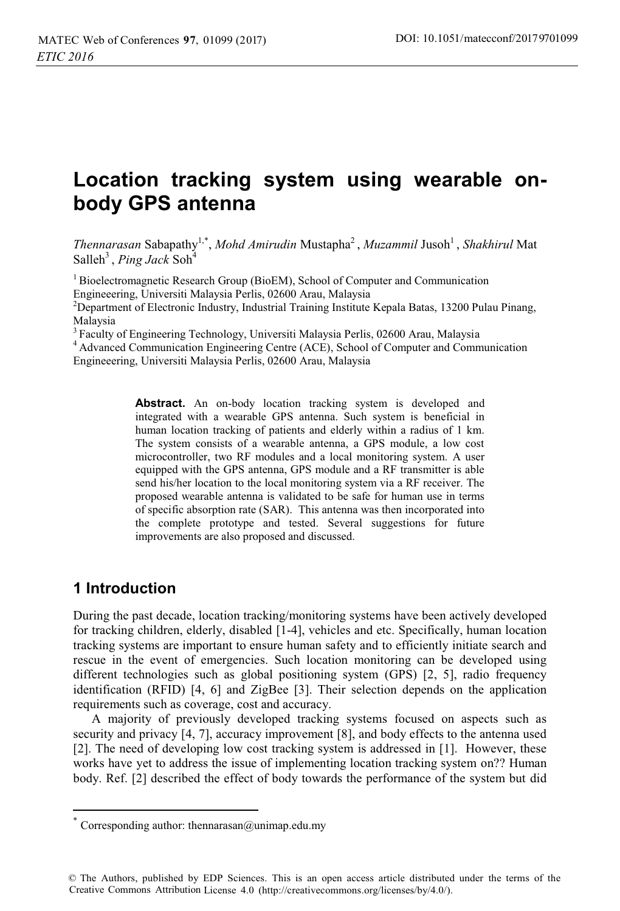# Location tracking system using wearable on-body GPS antenna

*Thennarasan* Sabapathy[1,*], *Mohd Amirudin* Mustapha[2], *Muzammil* Jusoh[1], *Shakhirul* Mat Salleh[3], *Ping Jack* Soh[4]

[1] Bioelectromagnetic Research Group (BioEM), School of Computer and Communication Engineeering, Universiti Malaysia Perlis, 02600 Arau, Malaysia

[2] Department of Electronic Industry, Industrial Training Institute Kepala Batas, 13200 Pulau Pinang, Malaysia

[3] Faculty of Engineering Technology, Universiti Malaysia Perlis, 02600 Arau, Malaysia

[4] Advanced Communication Engineering Centre (ACE), School of Computer and Communication Engineeering, Universiti Malaysia Perlis, 02600 Arau, Malaysia

**Abstract.** An on-body location tracking system is developed and integrated with a wearable GPS antenna. Such system is beneficial in human location tracking of patients and elderly within a radius of 1 km. The system consists of a wearable antenna, a GPS module, a low cost microcontroller, two RF modules and a local monitoring system. A user equipped with the GPS antenna, GPS module and a RF transmitter is able send his/her location to the local monitoring system via a RF receiver. The proposed wearable antenna is validated to be safe for human use in terms of specific absorption rate (SAR). This antenna was then incorporated into the complete prototype and tested. Several suggestions for future improvements are also proposed and discussed.

## 1 Introduction

During the past decade, location tracking/monitoring systems have been actively developed for tracking children, elderly, disabled [1-4], vehicles and etc. Specifically, human location tracking systems are important to ensure human safety and to efficiently initiate search and rescue in the event of emergencies. Such location monitoring can be developed using different technologies such as global positioning system (GPS) [2, 5], radio frequency identification (RFID) [4, 6] and ZigBee [3]. Their selection depends on the application requirements such as coverage, cost and accuracy.

A majority of previously developed tracking systems focused on aspects such as security and privacy [4, 7], accuracy improvement [8], and body effects to the antenna used [2]. The need of developing low cost tracking system is addressed in [1]. However, these works have yet to address the issue of implementing location tracking system on?? Human body. Ref. [2] described the effect of body towards the performance of the system but did

* Corresponding author: thennarasan@unimap.edu.my

© The Authors, published by EDP Sciences. This is an open access article distributed under the terms of the Creative Commons Attribution License 4.0 (http://creativecommons.org/licenses/by/4.0/).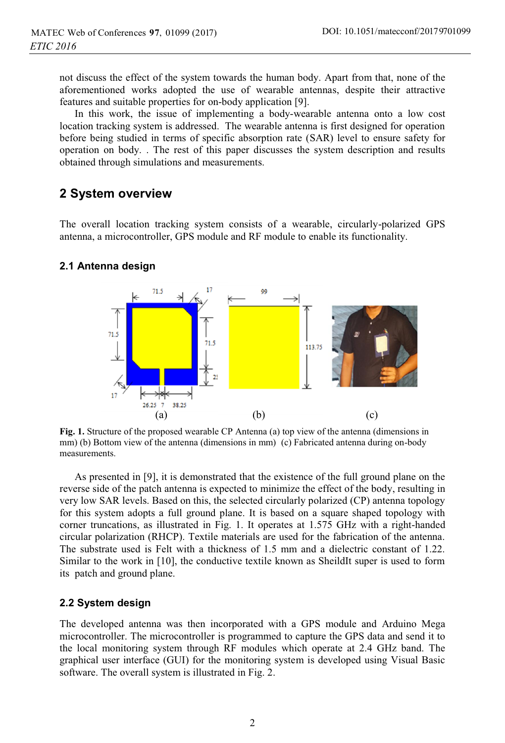not discuss the effect of the system towards the human body. Apart from that, none of the aforementioned works adopted the use of wearable antennas, despite their attractive features and suitable properties for on-body application [9].

In this work, the issue of implementing a body-wearable antenna onto a low cost location tracking system is addressed. The wearable antenna is first designed for operation before being studied in terms of specific absorption rate (SAR) level to ensure safety for operation on body. . The rest of this paper discusses the system description and results obtained through simulations and measurements.

## 2 System overview

The overall location tracking system consists of a wearable, circularly-polarized GPS antenna, a microcontroller, GPS module and RF module to enable its functionality.

### 2.1 Antenna design

**Fig. 1.** Structure of the proposed wearable CP Antenna (a) top view of the antenna (dimensions in mm) (b) Bottom view of the antenna (dimensions in mm) (c) Fabricated antenna during on-body measurements.

As presented in [9], it is demonstrated that the existence of the full ground plane on the reverse side of the patch antenna is expected to minimize the effect of the body, resulting in very low SAR levels. Based on this, the selected circularly polarized (CP) antenna topology for this system adopts a full ground plane. It is based on a square shaped topology with corner truncations, as illustrated in Fig. 1. It operates at 1.575 GHz with a right-handed circular polarization (RHCP). Textile materials are used for the fabrication of the antenna. The substrate used is Felt with a thickness of 1.5 mm and a dielectric constant of 1.22. Similar to the work in [10], the conductive textile known as SheildIt super is used to form its patch and ground plane.

### 2.2 System design

The developed antenna was then incorporated with a GPS module and Arduino Mega microcontroller. The microcontroller is programmed to capture the GPS data and send it to the local monitoring system through RF modules which operate at 2.4 GHz band. The graphical user interface (GUI) for the monitoring system is developed using Visual Basic software. The overall system is illustrated in Fig. 2.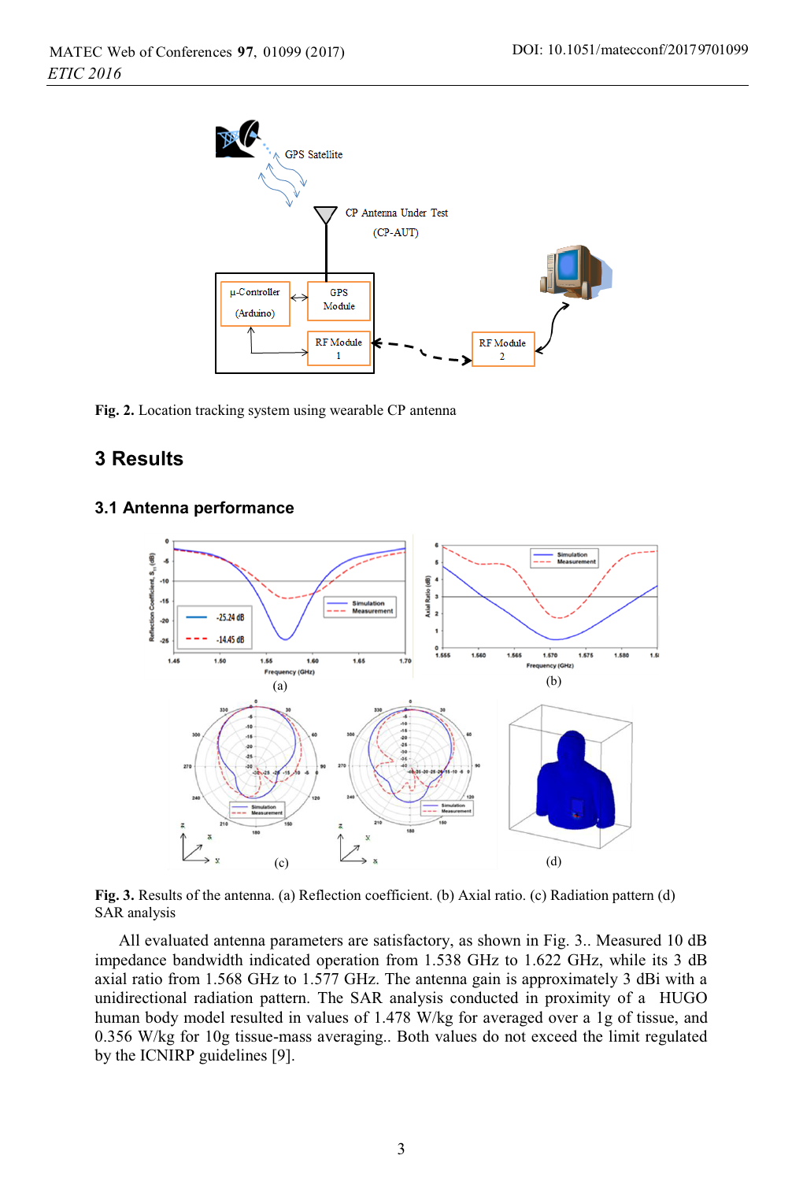**Fig. 2.** Location tracking system using wearable CP antenna

## 3 Results

### 3.1 Antenna performance

**Fig. 3.** Results of the antenna. (a) Reflection coefficient. (b) Axial ratio. (c) Radiation pattern (d) SAR analysis

All evaluated antenna parameters are satisfactory, as shown in Fig. 3.. Measured 10 dB impedance bandwidth indicated operation from 1.538 GHz to 1.622 GHz, while its 3 dB axial ratio from 1.568 GHz to 1.577 GHz. The antenna gain is approximately 3 dBi with a unidirectional radiation pattern. The SAR analysis conducted in proximity of a HUGO human body model resulted in values of 1.478 W/kg for averaged over a 1g of tissue, and 0.356 W/kg for 10g tissue-mass averaging.. Both values do not exceed the limit regulated by the ICNIRP guidelines [9].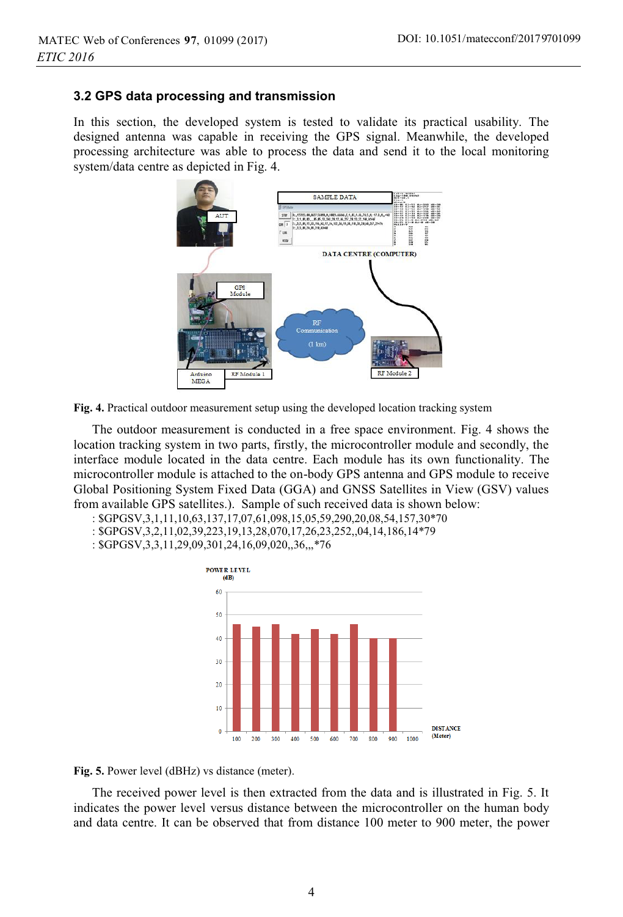### 3.2 GPS data processing and transmission

In this section, the developed system is tested to validate its practical usability. The designed antenna was capable in receiving the GPS signal. Meanwhile, the developed processing architecture was able to process the data and send it to the local monitoring system/data centre as depicted in Fig. 4.

**Fig. 4.** Practical outdoor measurement setup using the developed location tracking system

The outdoor measurement is conducted in a free space environment. Fig. 4 shows the location tracking system in two parts, firstly, the microcontroller module and secondly, the interface module located in the data centre. Each module has its own functionality. The microcontroller module is attached to the on-body GPS antenna and GPS module to receive Global Positioning System Fixed Data (GGA) and GNSS Satellites in View (GSV) values from available GPS satellites.). Sample of such received data is shown below:

: $GPGSV,3,1,11,10,63,137,17,07,61,098,15,05,59,290,20,08,54,157,30*70
: $GPGSV,3,2,11,02,39,223,19,13,28,070,17,26,23,252,,04,14,186,14*79
: $GPGSV,3,3,11,29,09,301,24,16,09,020,,36,,,*76

**Fig. 5.** Power level (dBHz) vs distance (meter).

The received power level is then extracted from the data and is illustrated in Fig. 5. It indicates the power level versus distance between the microcontroller on the human body and data centre. It can be observed that from distance 100 meter to 900 meter, the power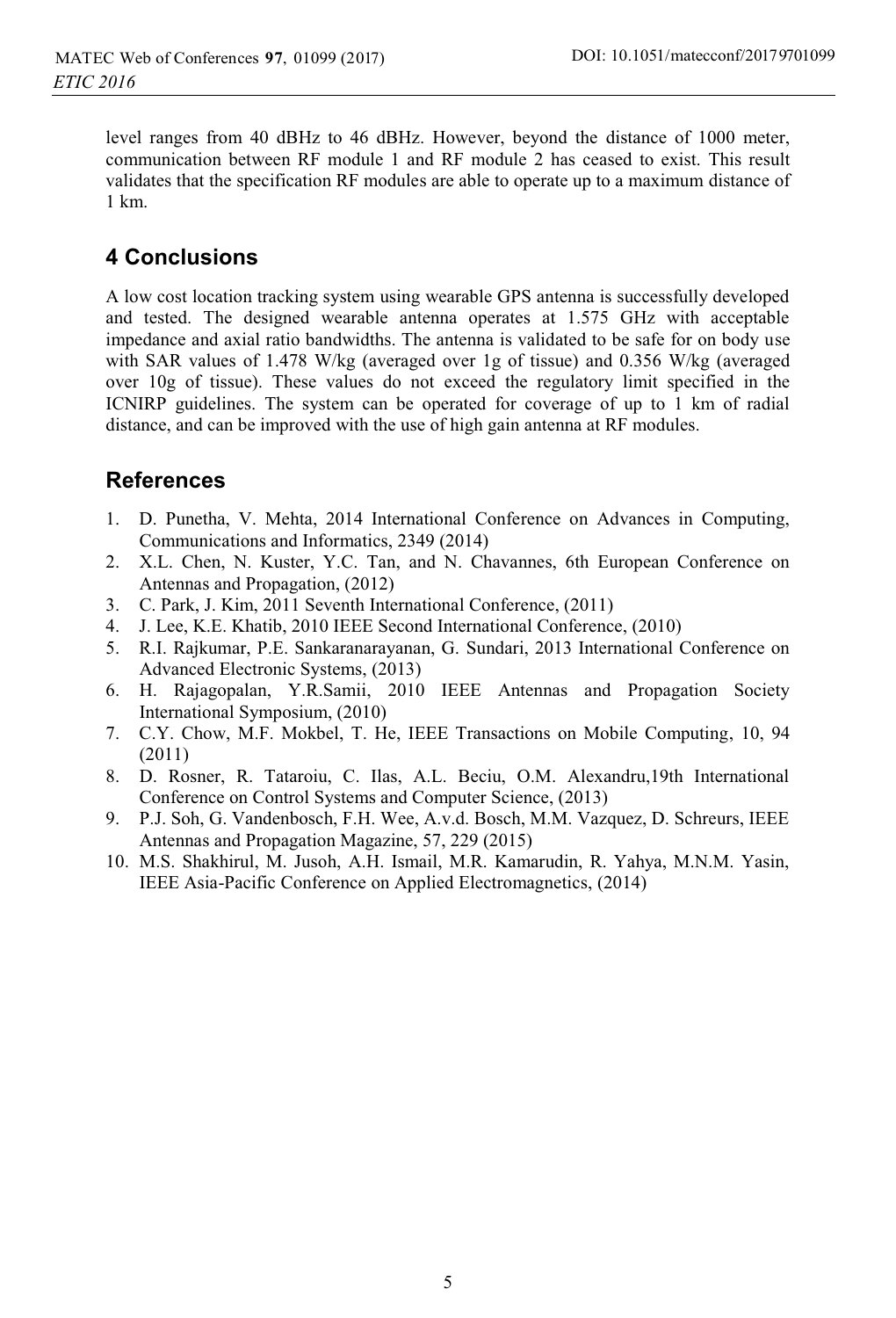level ranges from 40 dBHz to 46 dBHz. However, beyond the distance of 1000 meter, communication between RF module 1 and RF module 2 has ceased to exist. This result validates that the specification RF modules are able to operate up to a maximum distance of 1 km.

## 4 Conclusions

A low cost location tracking system using wearable GPS antenna is successfully developed and tested. The designed wearable antenna operates at 1.575 GHz with acceptable impedance and axial ratio bandwidths. The antenna is validated to be safe for on body use with SAR values of 1.478 W/kg (averaged over 1g of tissue) and 0.356 W/kg (averaged over 10g of tissue). These values do not exceed the regulatory limit specified in the ICNIRP guidelines. The system can be operated for coverage of up to 1 km of radial distance, and can be improved with the use of high gain antenna at RF modules.

## References

1. D. Punetha, V. Mehta, 2014 International Conference on Advances in Computing, Communications and Informatics, 2349 (2014)
2. X.L. Chen, N. Kuster, Y.C. Tan, and N. Chavannes, 6th European Conference on Antennas and Propagation, (2012)
3. C. Park, J. Kim, 2011 Seventh International Conference, (2011)
4. J. Lee, K.E. Khatib, 2010 IEEE Second International Conference, (2010)
5. R.I. Rajkumar, P.E. Sankaranarayanan, G. Sundari, 2013 International Conference on Advanced Electronic Systems, (2013)
6. H. Rajagopalan, Y.R.Samii, 2010 IEEE Antennas and Propagation Society International Symposium, (2010)
7. C.Y. Chow, M.F. Mokbel, T. He, IEEE Transactions on Mobile Computing, 10, 94 (2011)
8. D. Rosner, R. Tataroiu, C. Ilas, A.L. Beciu, O.M. Alexandru,19th International Conference on Control Systems and Computer Science, (2013)
9. P.J. Soh, G. Vandenbosch, F.H. Wee, A.v.d. Bosch, M.M. Vazquez, D. Schreurs, IEEE Antennas and Propagation Magazine, 57, 229 (2015)
10. M.S. Shakhirul, M. Jusoh, A.H. Ismail, M.R. Kamarudin, R. Yahya, M.N.M. Yasin, IEEE Asia-Pacific Conference on Applied Electromagnetics, (2014)